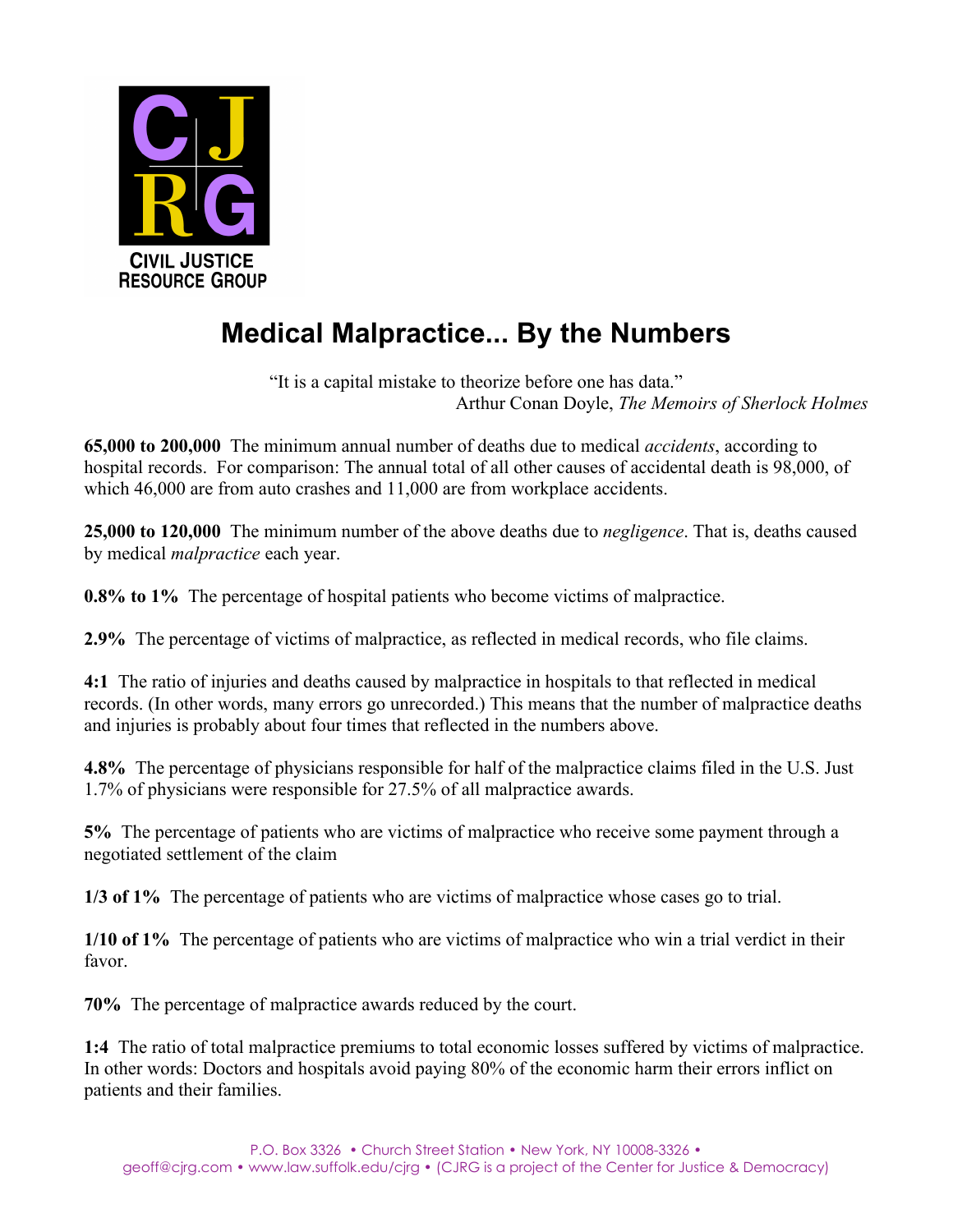# Medical Malpractice... By the Numbers

"It is a capital mistake to theorize before one has data."
Arthur Conan Doyle, *The Memoirs of Sherlock Holmes*

**65,000 to 200,000** The minimum annual number of deaths due to medical *accidents*, according to hospital records. For comparison: The annual total of all other causes of accidental death is 98,000, of which 46,000 are from auto crashes and 11,000 are from workplace accidents.

**25,000 to 120,000** The minimum number of the above deaths due to *negligence*. That is, deaths caused by medical *malpractice* each year.

**0.8% to 1%** The percentage of hospital patients who become victims of malpractice.

**2.9%** The percentage of victims of malpractice, as reflected in medical records, who file claims.

**4:1** The ratio of injuries and deaths caused by malpractice in hospitals to that reflected in medical records. (In other words, many errors go unrecorded.) This means that the number of malpractice deaths and injuries is probably about four times that reflected in the numbers above.

**4.8%** The percentage of physicians responsible for half of the malpractice claims filed in the U.S. Just 1.7% of physicians were responsible for 27.5% of all malpractice awards.

**5%** The percentage of patients who are victims of malpractice who receive some payment through a negotiated settlement of the claim

**1/3 of 1%** The percentage of patients who are victims of malpractice whose cases go to trial.

**1/10 of 1%** The percentage of patients who are victims of malpractice who win a trial verdict in their favor.

**70%** The percentage of malpractice awards reduced by the court.

**1:4** The ratio of total malpractice premiums to total economic losses suffered by victims of malpractice. In other words: Doctors and hospitals avoid paying 80% of the economic harm their errors inflict on patients and their families.

P.O. Box 3326 • Church Street Station • New York, NY 10008-3326 •
geoff@cjrg.com • www.law.suffolk.edu/cjrg • (CJRG is a project of the Center for Justice & Democracy)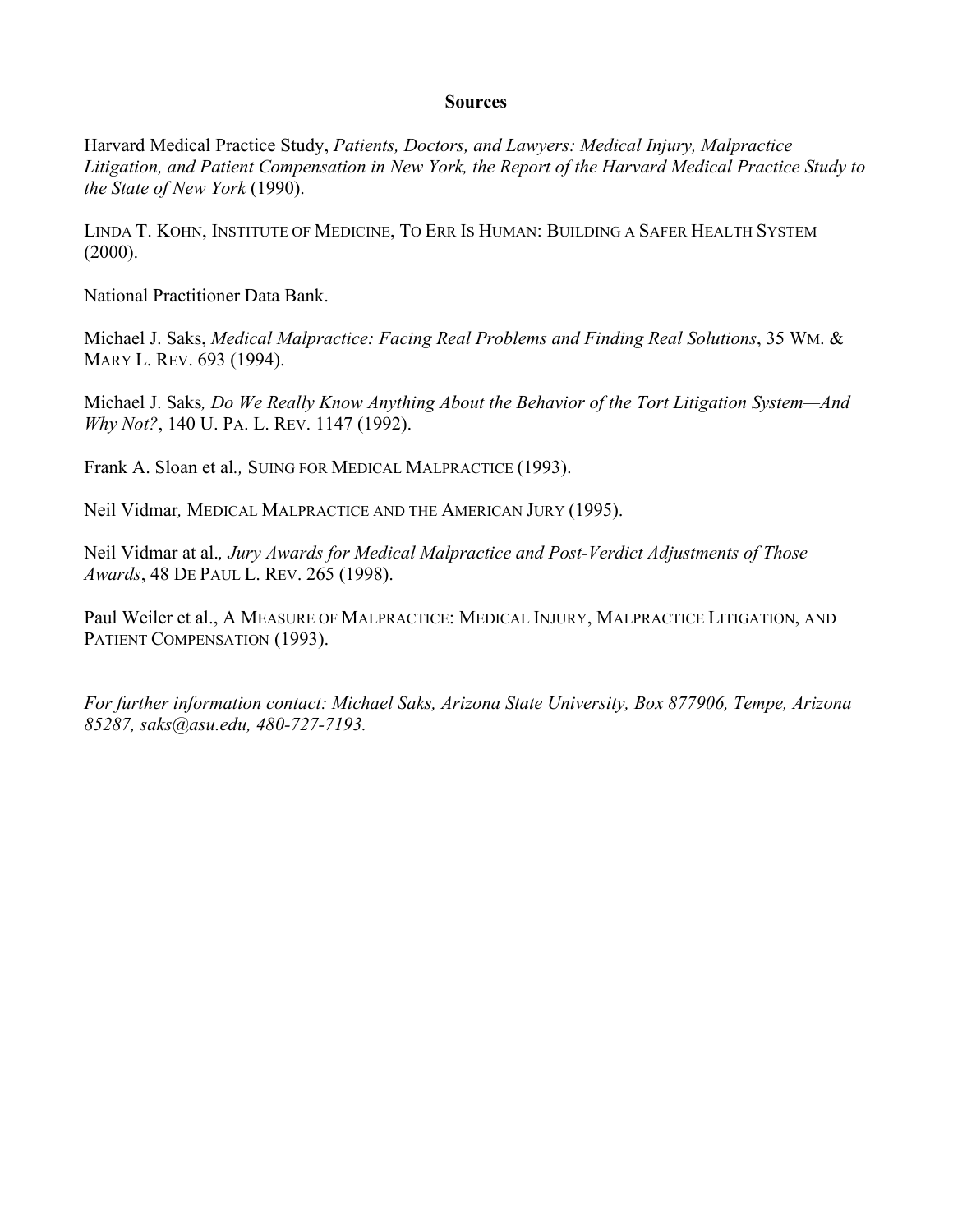**Sources**

Harvard Medical Practice Study, *Patients, Doctors, and Lawyers: Medical Injury, Malpractice Litigation, and Patient Compensation in New York, the Report of the Harvard Medical Practice Study to the State of New York* (1990).

LINDA T. KOHN, INSTITUTE OF MEDICINE, TO ERR IS HUMAN: BUILDING A SAFER HEALTH SYSTEM (2000).

National Practitioner Data Bank.

Michael J. Saks, *Medical Malpractice: Facing Real Problems and Finding Real Solutions*, 35 WM. & MARY L. REV. 693 (1994).

Michael J. Saks*, Do We Really Know Anything About the Behavior of the Tort Litigation System—And Why Not?*, 140 U. PA. L. REV. 1147 (1992).

Frank A. Sloan et al.*,* SUING FOR MEDICAL MALPRACTICE (1993).

Neil Vidmar*,* MEDICAL MALPRACTICE AND THE AMERICAN JURY (1995).

Neil Vidmar at al.*, Jury Awards for Medical Malpractice and Post-Verdict Adjustments of Those Awards*, 48 DE PAUL L. REV. 265 (1998).

Paul Weiler et al., A MEASURE OF MALPRACTICE: MEDICAL INJURY, MALPRACTICE LITIGATION, AND PATIENT COMPENSATION (1993).

*For further information contact: Michael Saks, Arizona State University, Box 877906, Tempe, Arizona 85287, saks@asu.edu, 480-727-7193.*